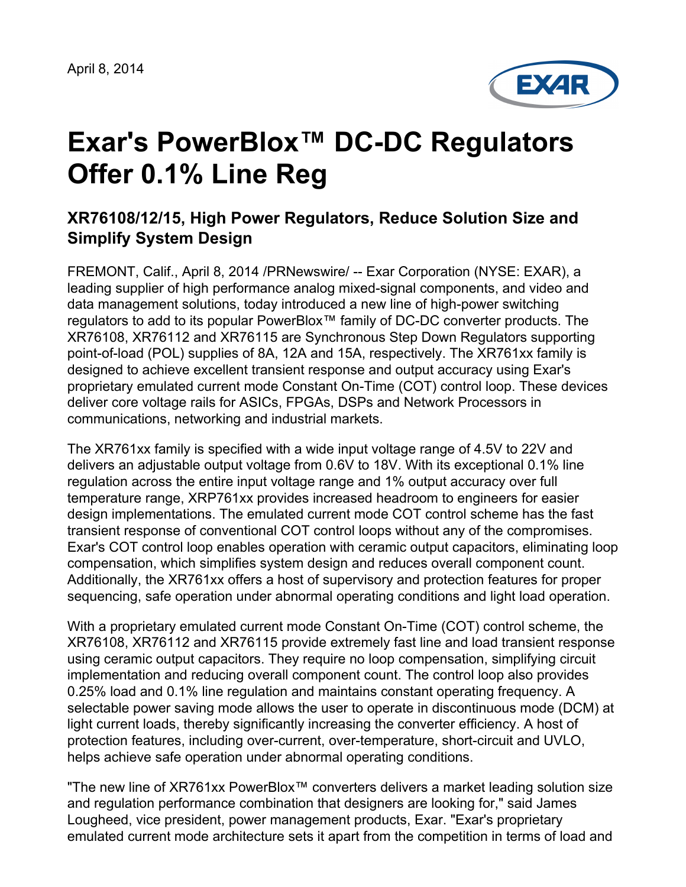April 8, 2014

# Exar's PowerBlox™ DC-DC Regulators Offer 0.1% Line Reg

## XR76108/12/15, High Power Regulators, Reduce Solution Size and Simplify System Design

FREMONT, Calif., April 8, 2014 /PRNewswire/ -- Exar Corporation (NYSE: EXAR), a leading supplier of high performance analog mixed-signal components, and video and data management solutions, today introduced a new line of high-power switching regulators to add to its popular PowerBlox™ family of DC-DC converter products. The XR76108, XR76112 and XR76115 are Synchronous Step Down Regulators supporting point-of-load (POL) supplies of 8A, 12A and 15A, respectively. The XR761xx family is designed to achieve excellent transient response and output accuracy using Exar's proprietary emulated current mode Constant On-Time (COT) control loop. These devices deliver core voltage rails for ASICs, FPGAs, DSPs and Network Processors in communications, networking and industrial markets.

The XR761xx family is specified with a wide input voltage range of 4.5V to 22V and delivers an adjustable output voltage from 0.6V to 18V. With its exceptional 0.1% line regulation across the entire input voltage range and 1% output accuracy over full temperature range, XRP761xx provides increased headroom to engineers for easier design implementations. The emulated current mode COT control scheme has the fast transient response of conventional COT control loops without any of the compromises. Exar's COT control loop enables operation with ceramic output capacitors, eliminating loop compensation, which simplifies system design and reduces overall component count. Additionally, the XR761xx offers a host of supervisory and protection features for proper sequencing, safe operation under abnormal operating conditions and light load operation.

With a proprietary emulated current mode Constant On-Time (COT) control scheme, the XR76108, XR76112 and XR76115 provide extremely fast line and load transient response using ceramic output capacitors. They require no loop compensation, simplifying circuit implementation and reducing overall component count. The control loop also provides 0.25% load and 0.1% line regulation and maintains constant operating frequency. A selectable power saving mode allows the user to operate in discontinuous mode (DCM) at light current loads, thereby significantly increasing the converter efficiency. A host of protection features, including over-current, over-temperature, short-circuit and UVLO, helps achieve safe operation under abnormal operating conditions.

"The new line of XR761xx PowerBlox™ converters delivers a market leading solution size and regulation performance combination that designers are looking for," said James Lougheed, vice president, power management products, Exar. "Exar's proprietary emulated current mode architecture sets it apart from the competition in terms of load and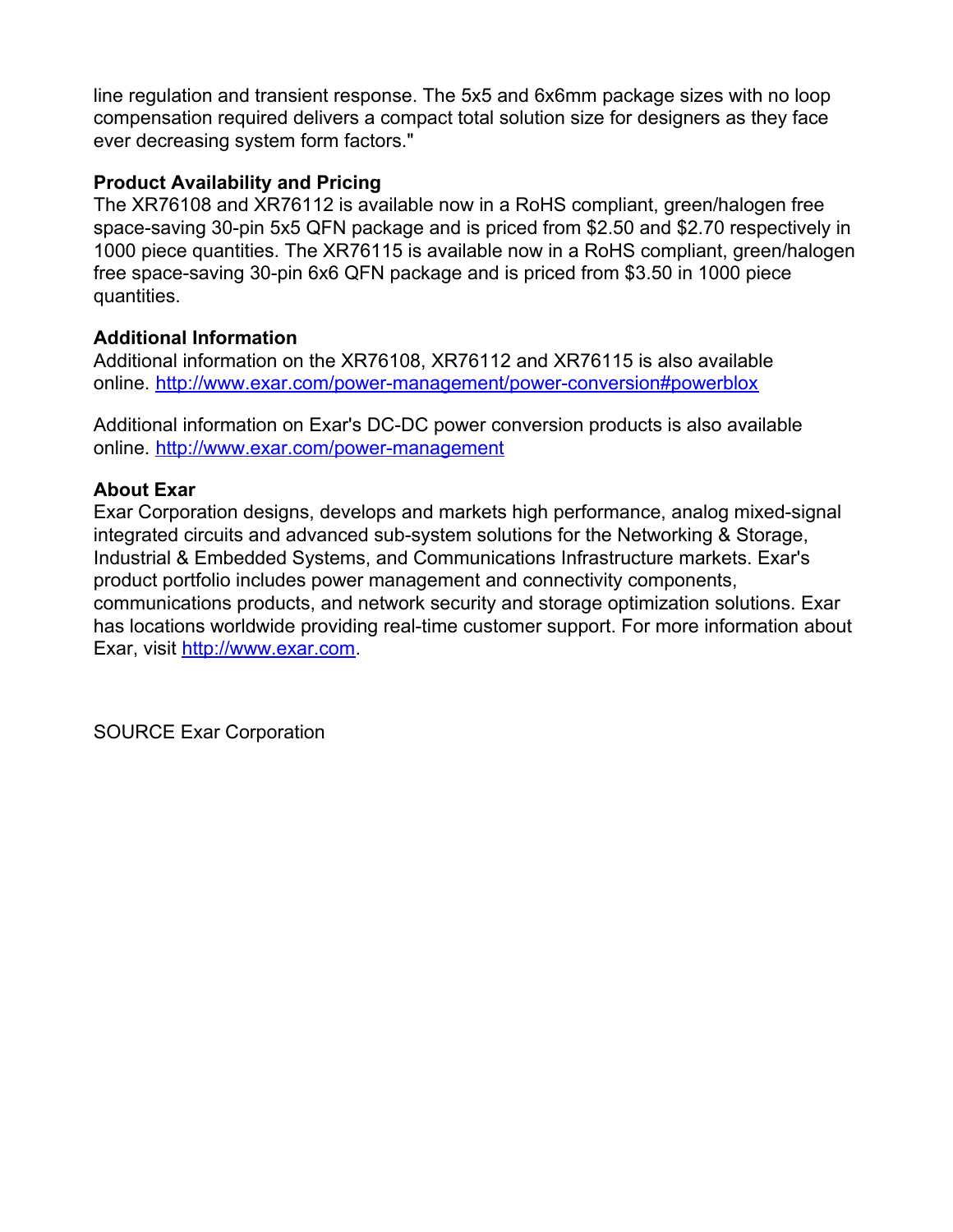line regulation and transient response. The 5x5 and 6x6mm package sizes with no loop compensation required delivers a compact total solution size for designers as they face ever decreasing system form factors."

**Product Availability and Pricing**

The XR76108 and XR76112 is available now in a RoHS compliant, green/halogen free space-saving 30-pin 5x5 QFN package and is priced from $2.50 and $2.70 respectively in 1000 piece quantities. The XR76115 is available now in a RoHS compliant, green/halogen free space-saving 30-pin 6x6 QFN package and is priced from $3.50 in 1000 piece quantities.

**Additional Information**

Additional information on the XR76108, XR76112 and XR76115 is also available online. [http://www.exar.com/power-management/power-conversion#powerblox](http://www.exar.com/power-management/power-conversion#powerblox)

Additional information on Exar's DC-DC power conversion products is also available online. [http://www.exar.com/power-management](http://www.exar.com/power-management)

**About Exar**

Exar Corporation designs, develops and markets high performance, analog mixed-signal integrated circuits and advanced sub-system solutions for the Networking & Storage, Industrial & Embedded Systems, and Communications Infrastructure markets. Exar's product portfolio includes power management and connectivity components, communications products, and network security and storage optimization solutions. Exar has locations worldwide providing real-time customer support. For more information about Exar, visit [http://www.exar.com](http://www.exar.com).

SOURCE Exar Corporation